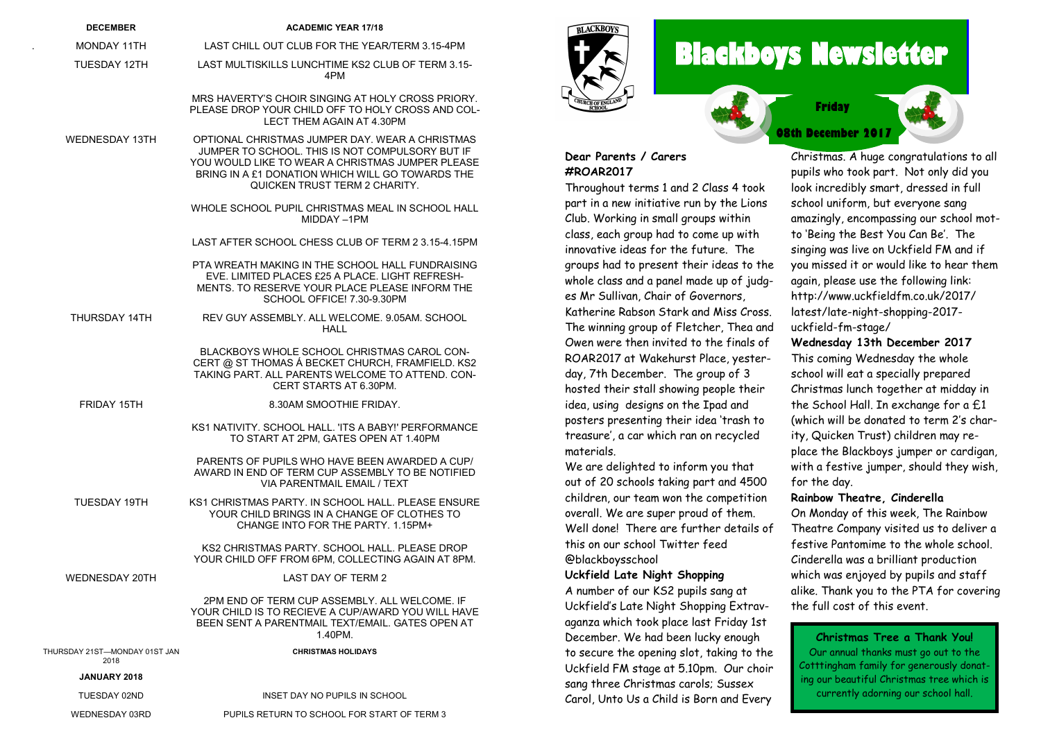| DECEMBER | ACADEMIC YEAR 17/18 |
|---|---|
| MONDAY 11TH | LAST CHILL OUT CLUB FOR THE YEAR/TERM 3.15-4PM |
| TUESDAY 12TH | LAST MULTISKILLS LUNCHTIME KS2 CLUB OF TERM 3.15-4PM |
| | MRS HAVERTY'S CHOIR SINGING AT HOLY CROSS PRIORY. PLEASE DROP YOUR CHILD OFF TO HOLY CROSS AND COLLECT THEM AGAIN AT 4.30PM |
| WEDNESDAY 13TH | OPTIONAL CHRISTMAS JUMPER DAY. WEAR A CHRISTMAS JUMPER TO SCHOOL. THIS IS NOT COMPULSORY BUT IF YOU WOULD LIKE TO WEAR A CHRISTMAS JUMPER PLEASE BRING IN A £1 DONATION WHICH WILL GO TOWARDS THE QUICKEN TRUST TERM 2 CHARITY. |
| | WHOLE SCHOOL PUPIL CHRISTMAS MEAL IN SCHOOL HALL MIDDAY –1PM |
| | LAST AFTER SCHOOL CHESS CLUB OF TERM 2 3.15-4.15PM |
| | PTA WREATH MAKING IN THE SCHOOL HALL FUNDRAISING EVE. LIMITED PLACES £25 A PLACE. LIGHT REFRESHMENTS. TO RESERVE YOUR PLACE PLEASE INFORM THE SCHOOL OFFICE! 7.30-9.30PM |
| THURSDAY 14TH | REV GUY ASSEMBLY. ALL WELCOME. 9.05AM. SCHOOL HALL |
| | BLACKBOYS WHOLE SCHOOL CHRISTMAS CAROL CONCERT @ ST THOMAS Á BECKET CHURCH, FRAMFIELD. KS2 TAKING PART. ALL PARENTS WELCOME TO ATTEND. CONCERT STARTS AT 6.30PM. |
| FRIDAY 15TH | 8.30AM SMOOTHIE FRIDAY. |
| | KS1 NATIVITY. SCHOOL HALL. 'ITS A BABY!' PERFORMANCE TO START AT 2PM, GATES OPEN AT 1.40PM |
| | PARENTS OF PUPILS WHO HAVE BEEN AWARDED A CUP/AWARD IN END OF TERM CUP ASSEMBLY TO BE NOTIFIED VIA PARENTMAIL EMAIL / TEXT |
| TUESDAY 19TH | KS1 CHRISTMAS PARTY. IN SCHOOL HALL. PLEASE ENSURE YOUR CHILD BRINGS IN A CHANGE OF CLOTHES TO CHANGE INTO FOR THE PARTY. 1.15PM+ |
| | KS2 CHRISTMAS PARTY. SCHOOL HALL. PLEASE DROP YOUR CHILD OFF FROM 6PM, COLLECTING AGAIN AT 8PM. |
| WEDNESDAY 20TH | LAST DAY OF TERM 2 |
| | 2PM END OF TERM CUP ASSEMBLY. ALL WELCOME. IF YOUR CHILD IS TO RECIEVE A CUP/AWARD YOU WILL HAVE BEEN SENT A PARENTMAIL TEXT/EMAIL. GATES OPEN AT 1.40PM. |
| THURSDAY 21ST—MONDAY 01ST JAN 2018 | CHRISTMAS HOLIDAYS |
| **JANUARY 2018** | |
| TUESDAY 02ND | INSET DAY NO PUPILS IN SCHOOL |
| WEDNESDAY 03RD | PUPILS RETURN TO SCHOOL FOR START OF TERM 3 |

# Blackboys Newsletter

**Friday 08th December 2017**

**Dear Parents / Carers**

**#ROAR2017**

Throughout terms 1 and 2 Class 4 took part in a new initiative run by the Lions Club. Working in small groups within class, each group had to come up with innovative ideas for the future. The groups had to present their ideas to the whole class and a panel made up of judges Mr Sullivan, Chair of Governors, Katherine Rabson Stark and Miss Cross. The winning group of Fletcher, Thea and Owen were then invited to the finals of ROAR2017 at Wakehurst Place, yesterday, 7th December. The group of 3 hosted their stall showing people their idea, using designs on the Ipad and posters presenting their idea 'trash to treasure', a car which ran on recycled materials.

We are delighted to inform you that out of 20 schools taking part and 4500 children, our team won the competition overall. We are super proud of them. Well done! There are further details of this on our school Twitter feed @blackboysschool

**Uckfield Late Night Shopping**

A number of our KS2 pupils sang at Uckfield's Late Night Shopping Extravaganza which took place last Friday 1st December. We had been lucky enough to secure the opening slot, taking to the Uckfield FM stage at 5.10pm. Our choir sang three Christmas carols; Sussex Carol, Unto Us a Child is Born and Every Christmas. A huge congratulations to all pupils who took part. Not only did you look incredibly smart, dressed in full school uniform, but everyone sang amazingly, encompassing our school motto 'Being the Best You Can Be'. The singing was live on Uckfield FM and if you missed it or would like to hear them again, please use the following link: http://www.uckfieldfm.co.uk/2017/latest/late-night-shopping-2017-uckfield-fm-stage/

**Wednesday 13th December 2017**

This coming Wednesday the whole school will eat a specially prepared Christmas lunch together at midday in the School Hall. In exchange for a £1 (which will be donated to term 2's charity, Quicken Trust) children may replace the Blackboys jumper or cardigan, with a festive jumper, should they wish, for the day.

**Rainbow Theatre, Cinderella**

On Monday of this week, The Rainbow Theatre Company visited us to deliver a festive Pantomime to the whole school. Cinderella was a brilliant production which was enjoyed by pupils and staff alike. Thank you to the PTA for covering the full cost of this event.

**Christmas Tree a Thank You!**

Our annual thanks must go out to the Cotttingham family for generously donating our beautiful Christmas tree which is currently adorning our school hall.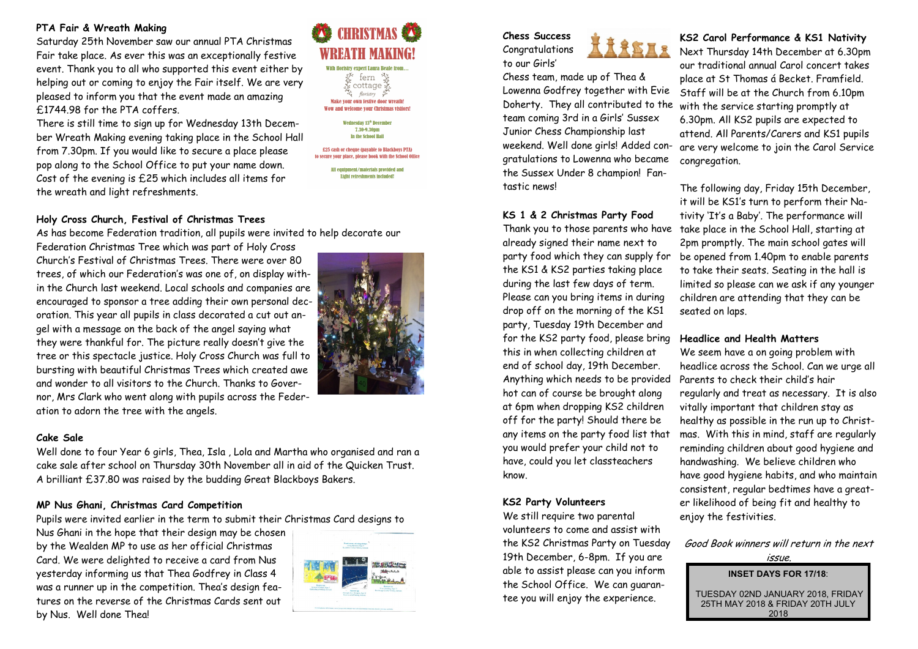### PTA Fair & Wreath Making

Saturday 25th November saw our annual PTA Christmas Fair take place. As ever this was an exceptionally festive event. Thank you to all who supported this event either by helping out or coming to enjoy the Fair itself. We are very pleased to inform you that the event made an amazing £1744.98 for the PTA coffers.

There is still time to sign up for Wednesday 13th December Wreath Making evening taking place in the School Hall from 7.30pm. If you would like to secure a place please pop along to the School Office to put your name down. Cost of the evening is £25 which includes all items for the wreath and light refreshments.

CHRISTMAS WREATH MAKING!

With floristry expert Laura Beale from...

fern cottage floristry

Make your own festive door wreath! Wow and welcome your Christmas visitors!

Wednesday 13th December
7.30-9.30pm
In the School Hall

£25 cash or cheque (payable to Blackboys PTA) to secure your place, please book with the School Office

All equipment/materials provided and light refreshments included!

### Holy Cross Church, Festival of Christmas Trees

As has become Federation tradition, all pupils were invited to help decorate our Federation Christmas Tree which was part of Holy Cross Church's Festival of Christmas Trees. There were over 80 trees, of which our Federation's was one of, on display within the Church last weekend. Local schools and companies are encouraged to sponsor a tree adding their own personal decoration. This year all pupils in class decorated a cut out angel with a message on the back of the angel saying what they were thankful for. The picture really doesn't give the tree or this spectacle justice. Holy Cross Church was full to bursting with beautiful Christmas Trees which created awe and wonder to all visitors to the Church. Thanks to Governor, Mrs Clark who went along with pupils across the Federation to adorn the tree with the angels.

### Cake Sale

Well done to four Year 6 girls, Thea, Isla , Lola and Martha who organised and ran a cake sale after school on Thursday 30th November all in aid of the Quicken Trust. A brilliant £37.80 was raised by the budding Great Blackboys Bakers.

### MP Nus Ghani, Christmas Card Competition

Pupils were invited earlier in the term to submit their Christmas Card designs to Nus Ghani in the hope that their design may be chosen by the Wealden MP to use as her official Christmas Card. We were delighted to receive a card from Nus yesterday informing us that Thea Godfrey in Class 4 was a runner up in the competition. Thea's design features on the reverse of the Christmas Cards sent out by Nus. Well done Thea!

### Chess Success

Congratulations to our Girls' Chess team, made up of Thea & Lowenna Godfrey together with Evie Doherty. They all contributed to the team coming 3rd in a Girls' Sussex Junior Chess Championship last weekend. Well done girls! Added congratulations to Lowenna who became the Sussex Under 8 champion! Fantastic news!

### KS 1 & 2 Christmas Party Food

Thank you to those parents who have already signed their name next to party food which they can supply for the KS1 & KS2 parties taking place during the last few days of term. Please can you bring items in during drop off on the morning of the KS1 party, Tuesday 19th December and for the KS2 party food, please bring this in when collecting children at end of school day, 19th December. Anything which needs to be provided hot can of course be brought along at 6pm when dropping KS2 children off for the party! Should there be any items on the party food list that you would prefer your child not to have, could you let classteachers know.

### KS2 Party Volunteers

We still require two parental volunteers to come and assist with the KS2 Christmas Party on Tuesday 19th December, 6-8pm. If you are able to assist please can you inform the School Office. We can guarantee you will enjoy the experience.

### KS2 Carol Performance & KS1 Nativity

Next Thursday 14th December at 6.30pm our traditional annual Carol concert takes place at St Thomas á Becket. Framfield. Staff will be at the Church from 6.10pm with the service starting promptly at 6.30pm. All KS2 pupils are expected to attend. All Parents/Carers and KS1 pupils are very welcome to join the Carol Service congregation.

The following day, Friday 15th December, it will be KS1's turn to perform their Nativity 'It's a Baby'. The performance will take place in the School Hall, starting at 2pm promptly. The main school gates will be opened from 1.40pm to enable parents to take their seats. Seating in the hall is limited so please can we ask if any younger children are attending that they can be seated on laps.

### Headlice and Health Matters

We seem have a on going problem with headlice across the School. Can we urge all Parents to check their child's hair regularly and treat as necessary. It is also vitally important that children stay as healthy as possible in the run up to Christmas. With this in mind, staff are regularly reminding children about good hygiene and handwashing. We believe children who have good hygiene habits, and who maintain consistent, regular bedtimes have a greater likelihood of being fit and healthy to enjoy the festivities.

*Good Book winners will return in the next issue.*

**INSET DAYS FOR 17/18**:

TUESDAY 02ND JANUARY 2018, FRIDAY 25TH MAY 2018 & FRIDAY 20TH JULY 2018